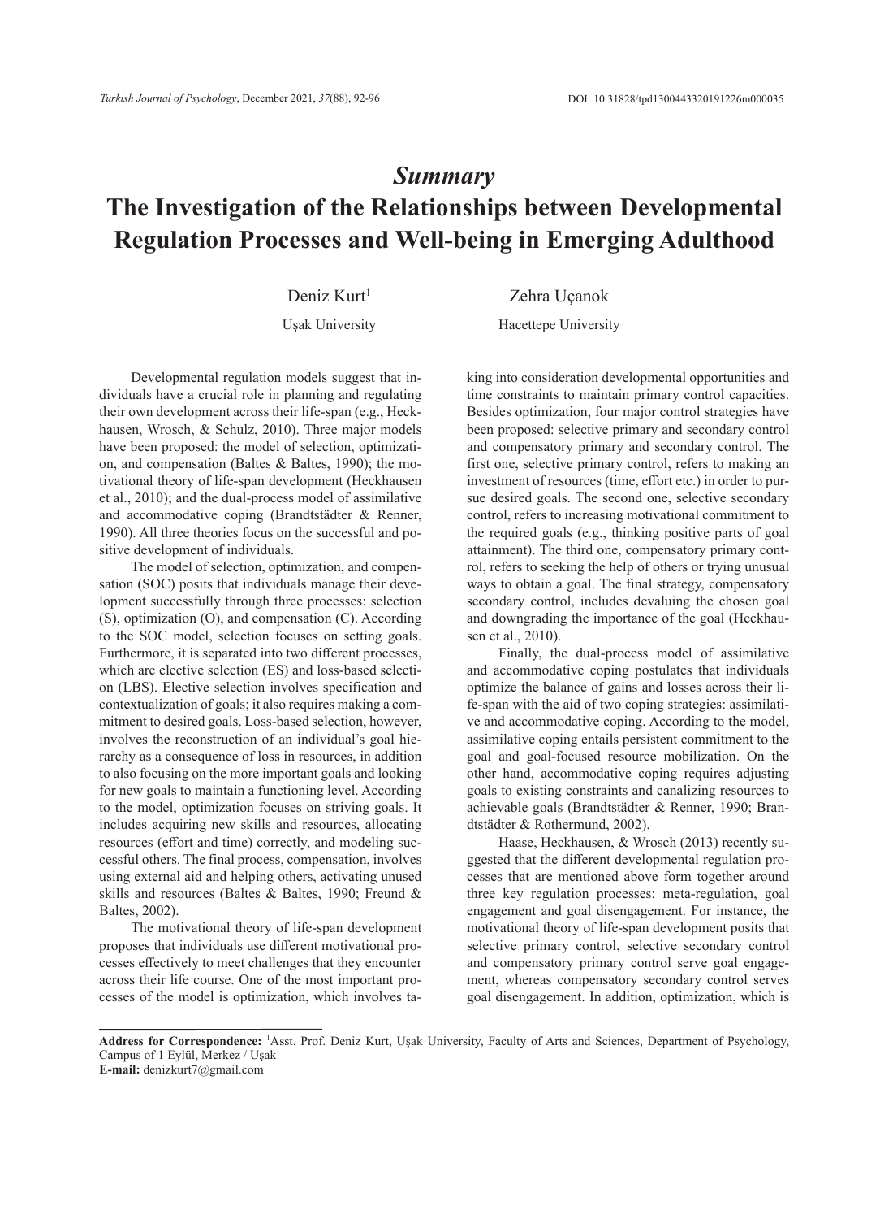# *Summary*

# The Investigation of the Relationships between Developmental Regulation Processes and Well-being in Emerging Adulthood

Deniz Kurt[1]
Uşak University

Zehra Uçanok
Hacettepe University

Developmental regulation models suggest that individuals have a crucial role in planning and regulating their own development across their life-span (e.g., Heckhausen, Wrosch, & Schulz, 2010). Three major models have been proposed: the model of selection, optimization, and compensation (Baltes & Baltes, 1990); the motivational theory of life-span development (Heckhausen et al., 2010); and the dual-process model of assimilative and accommodative coping (Brandtstädter & Renner, 1990). All three theories focus on the successful and positive development of individuals.

The model of selection, optimization, and compensation (SOC) posits that individuals manage their development successfully through three processes: selection (S), optimization (O), and compensation (C). According to the SOC model, selection focuses on setting goals. Furthermore, it is separated into two different processes, which are elective selection (ES) and loss-based selection (LBS). Elective selection involves specification and contextualization of goals; it also requires making a commitment to desired goals. Loss-based selection, however, involves the reconstruction of an individual's goal hierarchy as a consequence of loss in resources, in addition to also focusing on the more important goals and looking for new goals to maintain a functioning level. According to the model, optimization focuses on striving goals. It includes acquiring new skills and resources, allocating resources (effort and time) correctly, and modeling successful others. The final process, compensation, involves using external aid and helping others, activating unused skills and resources (Baltes & Baltes, 1990; Freund & Baltes, 2002).

The motivational theory of life-span development proposes that individuals use different motivational processes effectively to meet challenges that they encounter across their life course. One of the most important processes of the model is optimization, which involves taking into consideration developmental opportunities and time constraints to maintain primary control capacities. Besides optimization, four major control strategies have been proposed: selective primary and secondary control and compensatory primary and secondary control. The first one, selective primary control, refers to making an investment of resources (time, effort etc.) in order to pursue desired goals. The second one, selective secondary control, refers to increasing motivational commitment to the required goals (e.g., thinking positive parts of goal attainment). The third one, compensatory primary control, refers to seeking the help of others or trying unusual ways to obtain a goal. The final strategy, compensatory secondary control, includes devaluing the chosen goal and downgrading the importance of the goal (Heckhausen et al., 2010).

Finally, the dual-process model of assimilative and accommodative coping postulates that individuals optimize the balance of gains and losses across their life-span with the aid of two coping strategies: assimilative and accommodative coping. According to the model, assimilative coping entails persistent commitment to the goal and goal-focused resource mobilization. On the other hand, accommodative coping requires adjusting goals to existing constraints and canalizing resources to achievable goals (Brandtstädter & Renner, 1990; Brandtstädter & Rothermund, 2002).

Haase, Heckhausen, & Wrosch (2013) recently suggested that the different developmental regulation processes that are mentioned above form together around three key regulation processes: meta-regulation, goal engagement and goal disengagement. For instance, the motivational theory of life-span development posits that selective primary control, selective secondary control and compensatory primary control serve goal engagement, whereas compensatory secondary control serves goal disengagement. In addition, optimization, which is

---

**Address for Correspondence:** [1]Asst. Prof. Deniz Kurt, Uşak University, Faculty of Arts and Sciences, Department of Psychology, Campus of 1 Eylül, Merkez / Uşak
**E-mail:** denizkurt7@gmail.com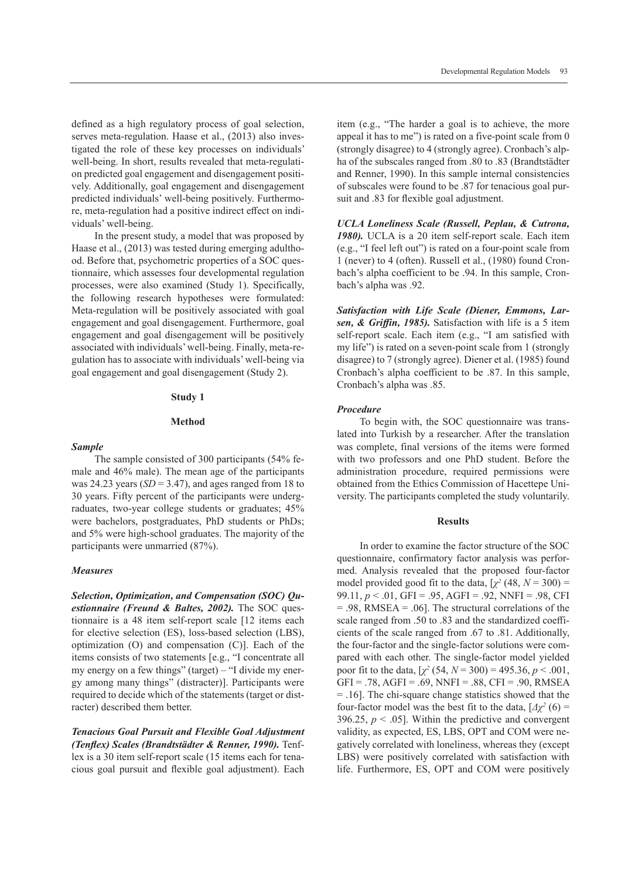defined as a high regulatory process of goal selection, serves meta-regulation. Haase et al., (2013) also investigated the role of these key processes on individuals' well-being. In short, results revealed that meta-regulation predicted goal engagement and disengagement positively. Additionally, goal engagement and disengagement predicted individuals' well-being positively. Furthermore, meta-regulation had a positive indirect effect on individuals' well-being.

In the present study, a model that was proposed by Haase et al., (2013) was tested during emerging adulthood. Before that, psychometric properties of a SOC questionnaire, which assesses four developmental regulation processes, were also examined (Study 1). Specifically, the following research hypotheses were formulated: Meta-regulation will be positively associated with goal engagement and goal disengagement. Furthermore, goal engagement and goal disengagement will be positively associated with individuals' well-being. Finally, meta-regulation has to associate with individuals' well-being via goal engagement and goal disengagement (Study 2).

## Study 1

### Method

***Sample***

The sample consisted of 300 participants (54% female and 46% male). The mean age of the participants was 24.23 years (*SD* = 3.47), and ages ranged from 18 to 30 years. Fifty percent of the participants were undergraduates, two-year college students or graduates; 45% were bachelors, postgraduates, PhD students or PhDs; and 5% were high-school graduates. The majority of the participants were unmarried (87%).

***Measures***

***Selection, Optimization, and Compensation (SOC) Questionnaire (Freund & Baltes, 2002).*** The SOC questionnaire is a 48 item self-report scale [12 items each for elective selection (ES), loss-based selection (LBS), optimization (O) and compensation (C)]. Each of the items consists of two statements [e.g., "I concentrate all my energy on a few things" (target) – "I divide my energy among many things" (distracter)]. Participants were required to decide which of the statements (target or distracter) described them better.

***Tenacious Goal Pursuit and Flexible Goal Adjustment (Tenflex) Scales (Brandtstädter & Renner, 1990).*** Tenflex is a 30 item self-report scale (15 items each for tenacious goal pursuit and flexible goal adjustment). Each item (e.g., "The harder a goal is to achieve, the more appeal it has to me") is rated on a five-point scale from 0 (strongly disagree) to 4 (strongly agree). Cronbach's alpha of the subscales ranged from .80 to .83 (Brandtstädter and Renner, 1990). In this sample internal consistencies of subscales were found to be .87 for tenacious goal pursuit and .83 for flexible goal adjustment.

***UCLA Loneliness Scale (Russell, Peplau, & Cutrona, 1980).*** UCLA is a 20 item self-report scale. Each item (e.g., "I feel left out") is rated on a four-point scale from 1 (never) to 4 (often). Russell et al., (1980) found Cronbach's alpha coefficient to be .94. In this sample, Cronbach's alpha was .92.

***Satisfaction with Life Scale (Diener, Emmons, Larsen, & Griffin, 1985).*** Satisfaction with life is a 5 item self-report scale. Each item (e.g., "I am satisfied with my life") is rated on a seven-point scale from 1 (strongly disagree) to 7 (strongly agree). Diener et al. (1985) found Cronbach's alpha coefficient to be .87. In this sample, Cronbach's alpha was .85.

***Procedure***

To begin with, the SOC questionnaire was translated into Turkish by a researcher. After the translation was complete, final versions of the items were formed with two professors and one PhD student. Before the administration procedure, required permissions were obtained from the Ethics Commission of Hacettepe University. The participants completed the study voluntarily.

### Results

In order to examine the factor structure of the SOC questionnaire, confirmatory factor analysis was performed. Analysis revealed that the proposed four-factor model provided good fit to the data, [$\chi^2$ (48, $N$ = 300) = 99.11, $p < .01$, GFI = .95, AGFI = .92, NNFI = .98, CFI = .98, RMSEA = .06]. The structural correlations of the scale ranged from .50 to .83 and the standardized coefficients of the scale ranged from .67 to .81. Additionally, the four-factor and the single-factor solutions were compared with each other. The single-factor model yielded poor fit to the data, [$\chi^2$ (54, $N$ = 300) = 495.36, $p < .001$, GFI = .78, AGFI = .69, NNFI = .88, CFI = .90, RMSEA = .16]. The chi-square change statistics showed that the four-factor model was the best fit to the data, [$\Delta\chi^2$ (6) = 396.25, $p < .05$]. Within the predictive and convergent validity, as expected, ES, LBS, OPT and COM were negatively correlated with loneliness, whereas they (except LBS) were positively correlated with satisfaction with life. Furthermore, ES, OPT and COM were positively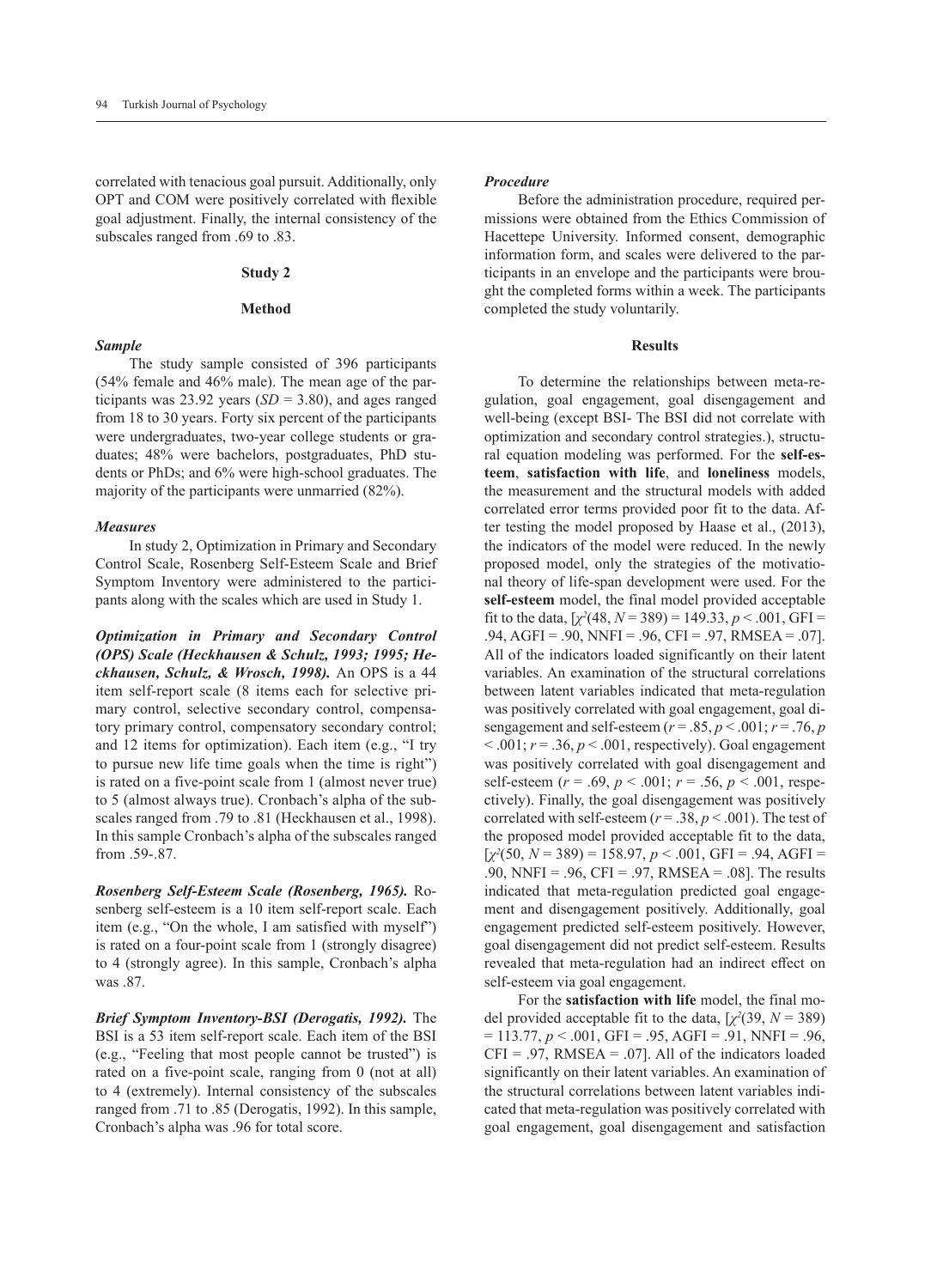correlated with tenacious goal pursuit. Additionally, only OPT and COM were positively correlated with flexible goal adjustment. Finally, the internal consistency of the subscales ranged from .69 to .83.

## Study 2

### Method

#### *Sample*

The study sample consisted of 396 participants (54% female and 46% male). The mean age of the participants was 23.92 years (*SD* = 3.80), and ages ranged from 18 to 30 years. Forty six percent of the participants were undergraduates, two-year college students or graduates; 48% were bachelors, postgraduates, PhD students or PhDs; and 6% were high-school graduates. The majority of the participants were unmarried (82%).

#### *Measures*

In study 2, Optimization in Primary and Secondary Control Scale, Rosenberg Self-Esteem Scale and Brief Symptom Inventory were administered to the participants along with the scales which are used in Study 1.

***Optimization in Primary and Secondary Control (OPS) Scale (Heckhausen & Schulz, 1993; 1995; Heckhausen, Schulz, & Wrosch, 1998).*** An OPS is a 44 item self-report scale (8 items each for selective primary control, selective secondary control, compensatory primary control, compensatory secondary control; and 12 items for optimization). Each item (e.g., "I try to pursue new life time goals when the time is right") is rated on a five-point scale from 1 (almost never true) to 5 (almost always true). Cronbach's alpha of the subscales ranged from .79 to .81 (Heckhausen et al., 1998). In this sample Cronbach's alpha of the subscales ranged from .59-.87.

***Rosenberg Self-Esteem Scale (Rosenberg, 1965).*** Rosenberg self-esteem is a 10 item self-report scale. Each item (e.g., "On the whole, I am satisfied with myself") is rated on a four-point scale from 1 (strongly disagree) to 4 (strongly agree). In this sample, Cronbach's alpha was .87.

***Brief Symptom Inventory-BSI (Derogatis, 1992).*** The BSI is a 53 item self-report scale. Each item of the BSI (e.g., "Feeling that most people cannot be trusted") is rated on a five-point scale, ranging from 0 (not at all) to 4 (extremely). Internal consistency of the subscales ranged from .71 to .85 (Derogatis, 1992). In this sample, Cronbach's alpha was .96 for total score.

#### *Procedure*

Before the administration procedure, required permissions were obtained from the Ethics Commission of Hacettepe University. Informed consent, demographic information form, and scales were delivered to the participants in an envelope and the participants were brought the completed forms within a week. The participants completed the study voluntarily.

### Results

To determine the relationships between meta-regulation, goal engagement, goal disengagement and well-being (except BSI- The BSI did not correlate with optimization and secondary control strategies.), structural equation modeling was performed. For the **self-esteem**, **satisfaction with life**, and **loneliness** models, the measurement and the structural models with added correlated error terms provided poor fit to the data. After testing the model proposed by Haase et al., (2013), the indicators of the model were reduced. In the newly proposed model, only the strategies of the motivational theory of life-span development were used. For the **self-esteem** model, the final model provided acceptable fit to the data, [$\chi^2(48, N = 389) = 149.33$, $p < .001$, GFI = .94, AGFI = .90, NNFI = .96, CFI = .97, RMSEA = .07]. All of the indicators loaded significantly on their latent variables. An examination of the structural correlations between latent variables indicated that meta-regulation was positively correlated with goal engagement, goal disengagement and self-esteem ($r = .85$, $p < .001$; $r = .76$, $p < .001$; $r = .36$, $p < .001$, respectively). Goal engagement was positively correlated with goal disengagement and self-esteem ($r = .69$, $p < .001$; $r = .56$, $p < .001$, respectively). Finally, the goal disengagement was positively correlated with self-esteem ($r = .38$, $p < .001$). The test of the proposed model provided acceptable fit to the data, [$\chi^2(50, N = 389) = 158.97$, $p < .001$, GFI = .94, AGFI = .90, NNFI = .96, CFI = .97, RMSEA = .08]. The results indicated that meta-regulation predicted goal engagement and disengagement positively. Additionally, goal engagement predicted self-esteem positively. However, goal disengagement did not predict self-esteem. Results revealed that meta-regulation had an indirect effect on self-esteem via goal engagement.

For the **satisfaction with life** model, the final model provided acceptable fit to the data, [$\chi^2(39, N = 389) = 113.77$, $p < .001$, GFI = .95, AGFI = .91, NNFI = .96, CFI = .97, RMSEA = .07]. All of the indicators loaded significantly on their latent variables. An examination of the structural correlations between latent variables indicated that meta-regulation was positively correlated with goal engagement, goal disengagement and satisfaction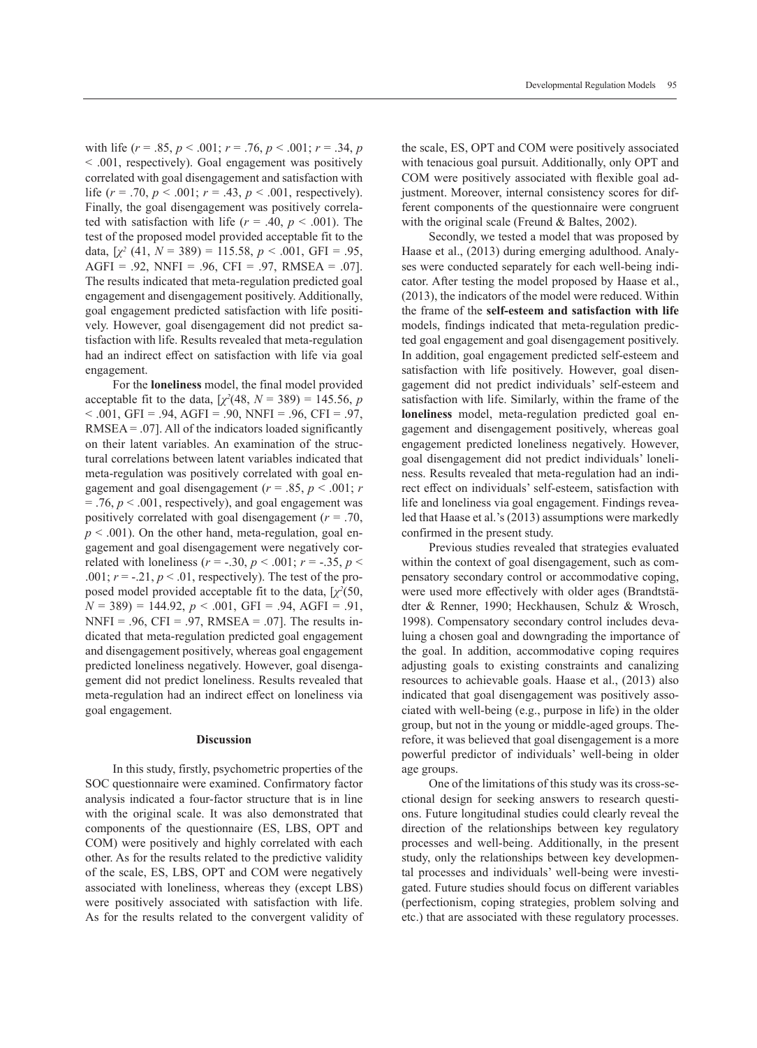with life ($r = .85, p < .001$; $r = .76, p < .001$; $r = .34, p < .001$, respectively). Goal engagement was positively correlated with goal disengagement and satisfaction with life ($r = .70, p < .001$; $r = .43, p < .001$, respectively). Finally, the goal disengagement was positively correlated with satisfaction with life ($r = .40, p < .001$). The test of the proposed model provided acceptable fit to the data, [$\chi^2$ (41, $N$ = 389) = 115.58, $p < .001$, GFI = .95, AGFI = .92, NNFI = .96, CFI = .97, RMSEA = .07]. The results indicated that meta-regulation predicted goal engagement and disengagement positively. Additionally, goal engagement predicted satisfaction with life positively. However, goal disengagement did not predict satisfaction with life. Results revealed that meta-regulation had an indirect effect on satisfaction with life via goal engagement.

For the **loneliness** model, the final model provided acceptable fit to the data, [$\chi^2$(48, $N$ = 389) = 145.56, $p < .001$, GFI = .94, AGFI = .90, NNFI = .96, CFI = .97, RMSEA = .07]. All of the indicators loaded significantly on their latent variables. An examination of the structural correlations between latent variables indicated that meta-regulation was positively correlated with goal engagement and goal disengagement ($r = .85, p < .001$; $r = .76, p < .001$, respectively), and goal engagement was positively correlated with goal disengagement ($r = .70, p < .001$). On the other hand, meta-regulation, goal engagement and goal disengagement were negatively correlated with loneliness ($r = -.30, p < .001$; $r = -.35, p < .001$; $r = -.21, p < .01$, respectively). The test of the proposed model provided acceptable fit to the data, [$\chi^2$(50, $N$ = 389) = 144.92, $p < .001$, GFI = .94, AGFI = .91, NNFI = .96, CFI = .97, RMSEA = .07]. The results indicated that meta-regulation predicted goal engagement and disengagement positively, whereas goal engagement predicted loneliness negatively. However, goal disengagement did not predict loneliness. Results revealed that meta-regulation had an indirect effect on loneliness via goal engagement.

## Discussion

In this study, firstly, psychometric properties of the SOC questionnaire were examined. Confirmatory factor analysis indicated a four-factor structure that is in line with the original scale. It was also demonstrated that components of the questionnaire (ES, LBS, OPT and COM) were positively and highly correlated with each other. As for the results related to the predictive validity of the scale, ES, LBS, OPT and COM were negatively associated with loneliness, whereas they (except LBS) were positively associated with satisfaction with life. As for the results related to the convergent validity of the scale, ES, OPT and COM were positively associated with tenacious goal pursuit. Additionally, only OPT and COM were positively associated with flexible goal adjustment. Moreover, internal consistency scores for different components of the questionnaire were congruent with the original scale (Freund & Baltes, 2002).

Secondly, we tested a model that was proposed by Haase et al., (2013) during emerging adulthood. Analyses were conducted separately for each well-being indicator. After testing the model proposed by Haase et al., (2013), the indicators of the model were reduced. Within the frame of the **self-esteem and satisfaction with life** models, findings indicated that meta-regulation predicted goal engagement and goal disengagement positively. In addition, goal engagement predicted self-esteem and satisfaction with life positively. However, goal disengagement did not predict individuals' self-esteem and satisfaction with life. Similarly, within the frame of the **loneliness** model, meta-regulation predicted goal engagement and disengagement positively, whereas goal engagement predicted loneliness negatively. However, goal disengagement did not predict individuals' loneliness. Results revealed that meta-regulation had an indirect effect on individuals' self-esteem, satisfaction with life and loneliness via goal engagement. Findings revealed that Haase et al.'s (2013) assumptions were markedly confirmed in the present study.

Previous studies revealed that strategies evaluated within the context of goal disengagement, such as compensatory secondary control or accommodative coping, were used more effectively with older ages (Brandtstädter & Renner, 1990; Heckhausen, Schulz & Wrosch, 1998). Compensatory secondary control includes devaluing a chosen goal and downgrading the importance of the goal. In addition, accommodative coping requires adjusting goals to existing constraints and canalizing resources to achievable goals. Haase et al., (2013) also indicated that goal disengagement was positively associated with well-being (e.g., purpose in life) in the older group, but not in the young or middle-aged groups. Therefore, it was believed that goal disengagement is a more powerful predictor of individuals' well-being in older age groups.

One of the limitations of this study was its cross-sectional design for seeking answers to research questions. Future longitudinal studies could clearly reveal the direction of the relationships between key regulatory processes and well-being. Additionally, in the present study, only the relationships between key developmental processes and individuals' well-being were investigated. Future studies should focus on different variables (perfectionism, coping strategies, problem solving and etc.) that are associated with these regulatory processes.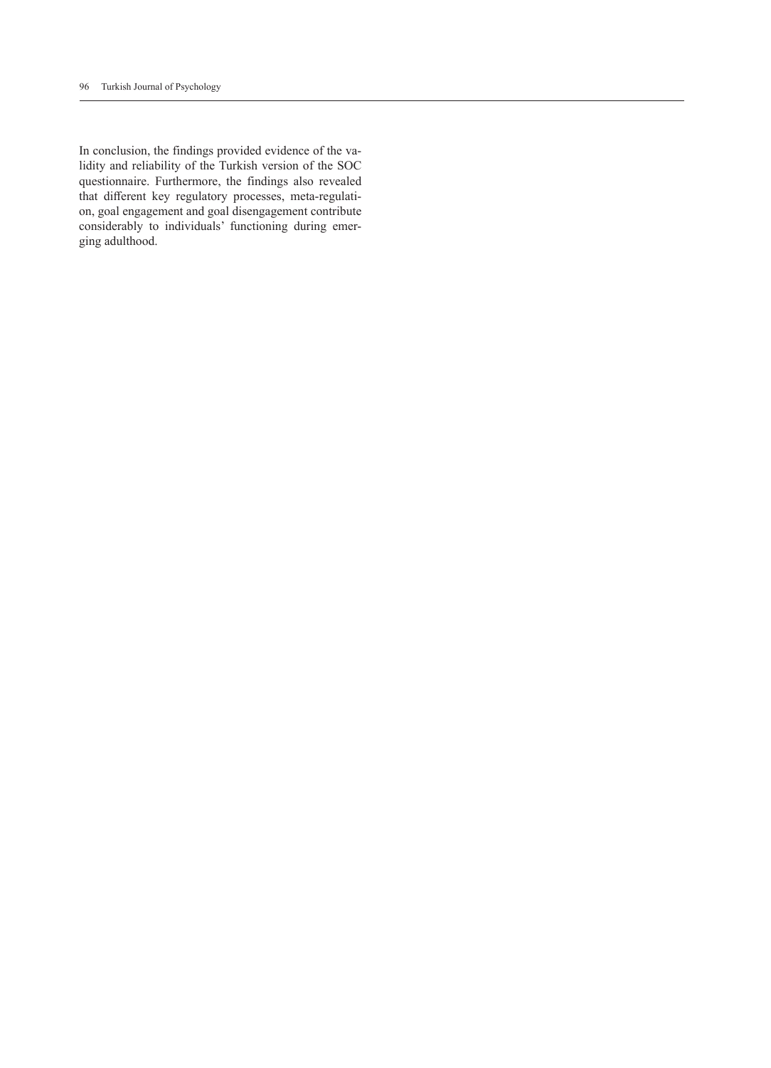In conclusion, the findings provided evidence of the validity and reliability of the Turkish version of the SOC questionnaire. Furthermore, the findings also revealed that different key regulatory processes, meta-regulation, goal engagement and goal disengagement contribute considerably to individuals' functioning during emerging adulthood.